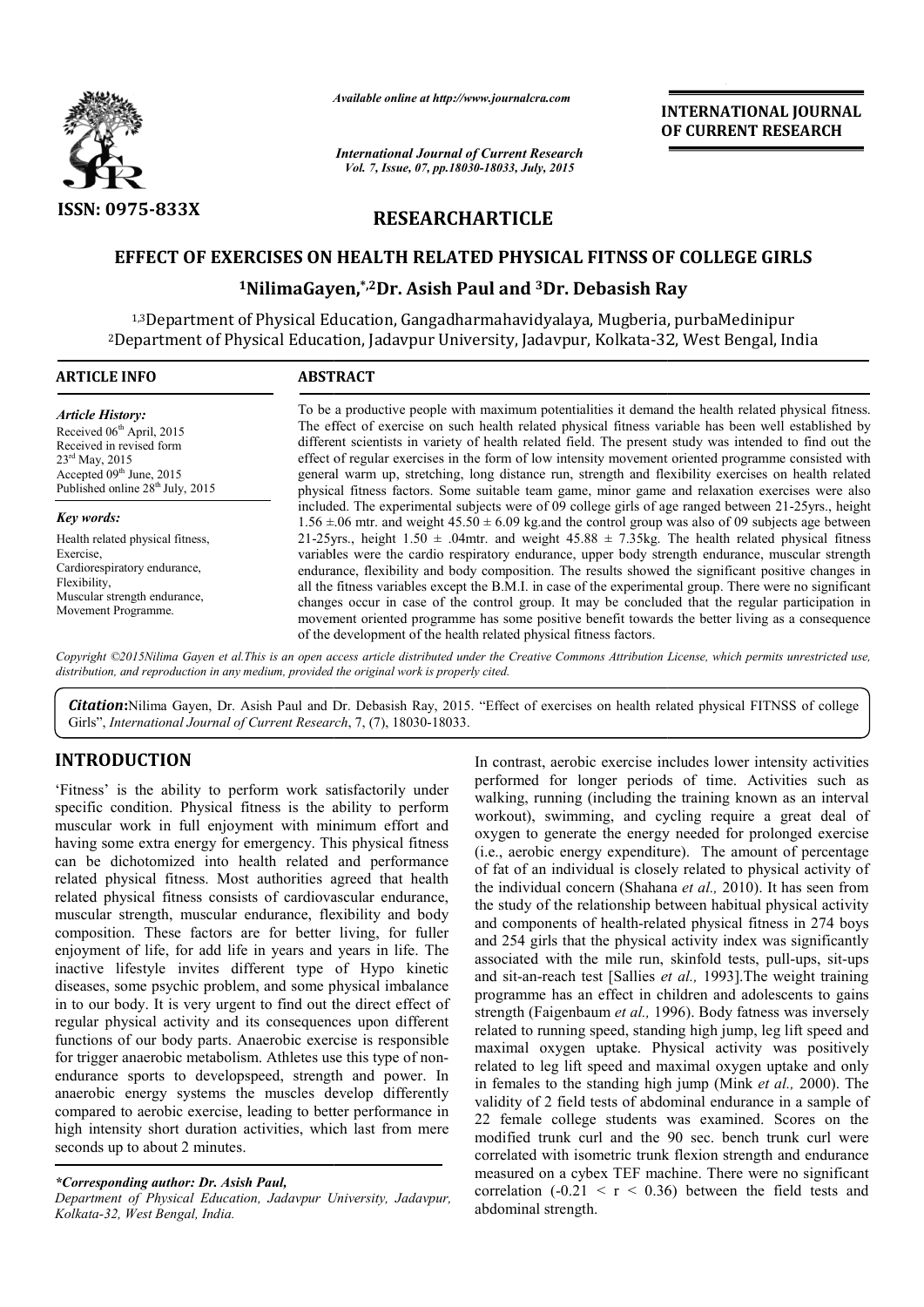ISSN: 0975-833X

*Available online at http://www.journalcra.com*

*International Journal of Current Research*
*Vol. 7, Issue, 07, pp.18030-18033, July, 2015*

**INTERNATIONAL JOURNAL OF CURRENT RESEARCH**

## RESEARCHARTICLE

# EFFECT OF EXERCISES ON HEALTH RELATED PHYSICAL FITNSS OF COLLEGE GIRLS

[1]NilimaGayen,[*,2]Dr. Asish Paul and [3]Dr. Debasish Ray

[1,3]Department of Physical Education, Gangadharmahavidyalaya, Mugberia, purbaMedinipur
[2]Department of Physical Education, Jadavpur University, Jadavpur, Kolkata-32, West Bengal, India

**ARTICLE INFO**

*Article History:*
Received 06th April, 2015
Received in revised form
23rd May, 2015
Accepted 09th June, 2015
Published online 28th July, 2015

*Key words:*
Health related physical fitness,
Exercise,
Cardiorespiratory endurance,
Flexibility,
Muscular strength endurance,
Movement Programme.

**ABSTRACT**

To be a productive people with maximum potentialities it demand the health related physical fitness. The effect of exercise on such health related physical fitness variable has been well established by different scientists in variety of health related field. The present study was intended to find out the effect of regular exercises in the form of low intensity movement oriented programme consisted with general warm up, stretching, long distance run, strength and flexibility exercises on health related physical fitness factors. Some suitable team game, minor game and relaxation exercises were also included. The experimental subjects were of 09 college girls of age ranged between 21-25yrs., height 1.56 ±.06 mtr. and weight 45.50 ± 6.09 kg.and the control group was also of 09 subjects age between 21-25yrs., height 1.50 ± .04mtr. and weight 45.88 ± 7.35kg. The health related physical fitness variables were the cardio respiratory endurance, upper body strength endurance, muscular strength endurance, flexibility and body composition. The results showed the significant positive changes in all the fitness variables except the B.M.I. in case of the experimental group. There were no significant changes occur in case of the control group. It may be concluded that the regular participation in movement oriented programme has some positive benefit towards the better living as a consequence of the development of the health related physical fitness factors.

*Copyright ©2015Nilima Gayen et al.This is an open access article distributed under the Creative Commons Attribution License, which permits unrestricted use, distribution, and reproduction in any medium, provided the original work is properly cited.*

***Citation:***Nilima Gayen, Dr. Asish Paul and Dr. Debasish Ray, 2015. "Effect of exercises on health related physical FITNSS of college Girls", *International Journal of Current Research*, 7, (7), 18030-18033.

## INTRODUCTION

'Fitness' is the ability to perform work satisfactorily under specific condition. Physical fitness is the ability to perform muscular work in full enjoyment with minimum effort and having some extra energy for emergency. This physical fitness can be dichotomized into health related and performance related physical fitness. Most authorities agreed that health related physical fitness consists of cardiovascular endurance, muscular strength, muscular endurance, flexibility and body composition. These factors are for better living, for fuller enjoyment of life, for add life in years and years in life. The inactive lifestyle invites different type of Hypo kinetic diseases, some psychic problem, and some physical imbalance in to our body. It is very urgent to find out the direct effect of regular physical activity and its consequences upon different functions of our body parts. Anaerobic exercise is responsible for trigger anaerobic metabolism. Athletes use this type of non-endurance sports to developspeed, strength and power. In anaerobic energy systems the muscles develop differently compared to aerobic exercise, leading to better performance in high intensity short duration activities, which last from mere seconds up to about 2 minutes.

*\*Corresponding author: Dr. Asish Paul,*
*Department of Physical Education, Jadavpur University, Jadavpur, Kolkata-32, West Bengal, India.*

In contrast, aerobic exercise includes lower intensity activities performed for longer periods of time. Activities such as walking, running (including the training known as an interval workout), swimming, and cycling require a great deal of oxygen to generate the energy needed for prolonged exercise (i.e., aerobic energy expenditure). The amount of percentage of fat of an individual is closely related to physical activity of the individual concern (Shahana *et al.,* 2010). It has seen from the study of the relationship between habitual physical activity and components of health-related physical fitness in 274 boys and 254 girls that the physical activity index was significantly associated with the mile run, skinfold tests, pull-ups, sit-ups and sit-an-reach test [Sallies *et al.,* 1993].The weight training programme has an effect in children and adolescents to gains strength (Faigenbaum *et al.,* 1996). Body fatness was inversely related to running speed, standing high jump, leg lift speed and maximal oxygen uptake. Physical activity was positively related to leg lift speed and maximal oxygen uptake and only in females to the standing high jump (Mink *et al.,* 2000). The validity of 2 field tests of abdominal endurance in a sample of 22 female college students was examined. Scores on the modified trunk curl and the 90 sec. bench trunk curl were correlated with isometric trunk flexion strength and endurance measured on a cybex TEF machine. There were no significant correlation ($-0.21 < r < 0.36$) between the field tests and abdominal strength.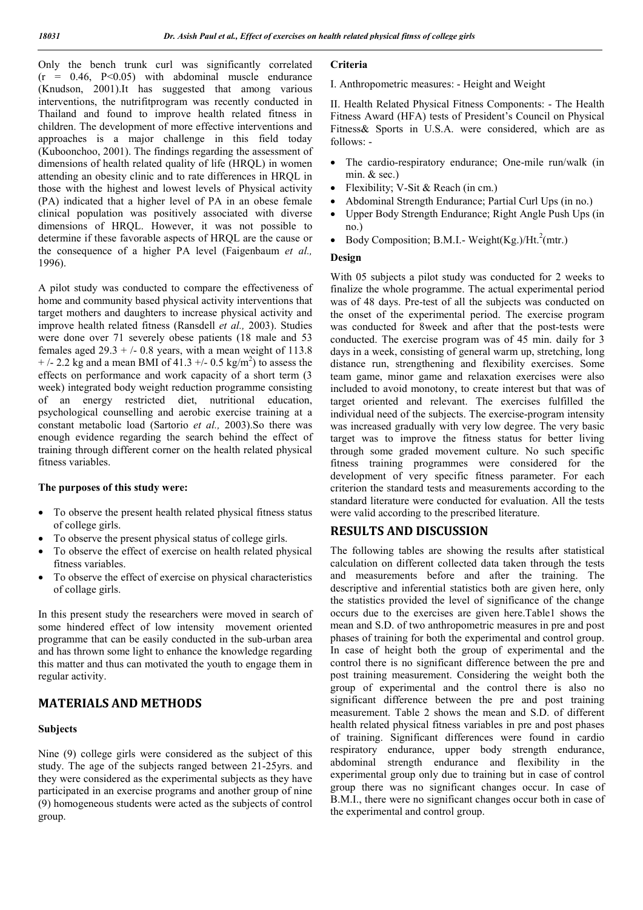Only the bench trunk curl was significantly correlated ($r = 0.46$, $P<0.05$) with abdominal muscle endurance (Knudson, 2001).It has suggested that among various interventions, the nutrifitprogram was recently conducted in Thailand and found to improve health related fitness in children. The development of more effective interventions and approaches is a major challenge in this field today (Kuboonchoo, 2001). The findings regarding the assessment of dimensions of health related quality of life (HRQL) in women attending an obesity clinic and to rate differences in HRQL in those with the highest and lowest levels of Physical activity (PA) indicated that a higher level of PA in an obese female clinical population was positively associated with diverse dimensions of HRQL. However, it was not possible to determine if these favorable aspects of HRQL are the cause or the consequence of a higher PA level (Faigenbaum *et al.,* 1996).

A pilot study was conducted to compare the effectiveness of home and community based physical activity interventions that target mothers and daughters to increase physical activity and improve health related fitness (Ransdell *et al.,* 2003). Studies were done over 71 severely obese patients (18 male and 53 females aged 29.3 + /- 0.8 years, with a mean weight of 113.8 + /- 2.2 kg and a mean BMI of 41.3 +/- 0.5 kg/m$^2$) to assess the effects on performance and work capacity of a short term (3 week) integrated body weight reduction programme consisting of an energy restricted diet, nutritional education, psychological counselling and aerobic exercise training at a constant metabolic load (Sartorio *et al.,* 2003).So there was enough evidence regarding the search behind the effect of training through different corner on the health related physical fitness variables.

**The purposes of this study were:**

- To observe the present health related physical fitness status of college girls.
- To observe the present physical status of college girls.
- To observe the effect of exercise on health related physical fitness variables.
- To observe the effect of exercise on physical characteristics of collage girls.

In this present study the researchers were moved in search of some hindered effect of low intensity movement oriented programme that can be easily conducted in the sub-urban area and has thrown some light to enhance the knowledge regarding this matter and thus can motivated the youth to engage them in regular activity.

## MATERIALS AND METHODS

### Subjects

Nine (9) college girls were considered as the subject of this study. The age of the subjects ranged between 21-25yrs. and they were considered as the experimental subjects as they have participated in an exercise programs and another group of nine (9) homogeneous students were acted as the subjects of control group.

### Criteria

I. Anthropometric measures: - Height and Weight

II. Health Related Physical Fitness Components: - The Health Fitness Award (HFA) tests of President's Council on Physical Fitness& Sports in U.S.A. were considered, which are as follows: -

- The cardio-respiratory endurance; One-mile run/walk (in min. & sec.)
- Flexibility; V-Sit & Reach (in cm.)
- Abdominal Strength Endurance; Partial Curl Ups (in no.)
- Upper Body Strength Endurance; Right Angle Push Ups (in no.)
- Body Composition; B.M.I.- Weight(Kg.)/Ht.$^2$(mtr.)

### Design

With 05 subjects a pilot study was conducted for 2 weeks to finalize the whole programme. The actual experimental period was of 48 days. Pre-test of all the subjects was conducted on the onset of the experimental period. The exercise program was conducted for 8week and after that the post-tests were conducted. The exercise program was of 45 min. daily for 3 days in a week, consisting of general warm up, stretching, long distance run, strengthening and flexibility exercises. Some team game, minor game and relaxation exercises were also included to avoid monotony, to create interest but that was of target oriented and relevant. The exercises fulfilled the individual need of the subjects. The exercise-program intensity was increased gradually with very low degree. The very basic target was to improve the fitness status for better living through some graded movement culture. No such specific fitness training programmes were considered for the development of very specific fitness parameter. For each criterion the standard tests and measurements according to the standard literature were conducted for evaluation. All the tests were valid according to the prescribed literature.

## RESULTS AND DISCUSSION

The following tables are showing the results after statistical calculation on different collected data taken through the tests and measurements before and after the training. The descriptive and inferential statistics both are given here, only the statistics provided the level of significance of the change occurs due to the exercises are given here.Table1 shows the mean and S.D. of two anthropometric measures in pre and post phases of training for both the experimental and control group. In case of height both the group of experimental and the control there is no significant difference between the pre and post training measurement. Considering the weight both the group of experimental and the control there is also no significant difference between the pre and post training measurement. Table 2 shows the mean and S.D. of different health related physical fitness variables in pre and post phases of training. Significant differences were found in cardio respiratory endurance, upper body strength endurance, abdominal strength endurance and flexibility in the experimental group only due to training but in case of control group there was no significant changes occur. In case of B.M.I., there were no significant changes occur both in case of the experimental and control group.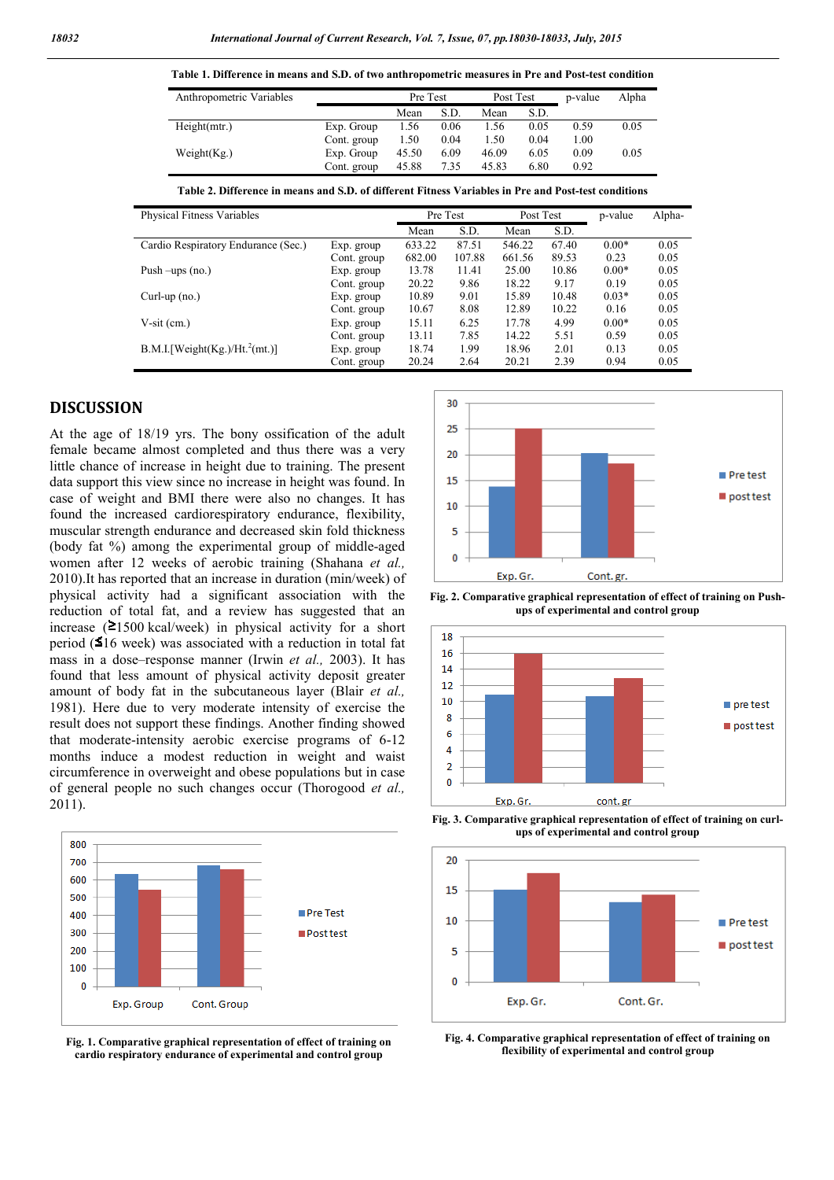**Table 1. Difference in means and S.D. of two anthropometric measures in Pre and Post-test condition**

| Anthropometric Variables | | Pre Test | | Post Test | | p-value | Alpha |
|---|---|---|---|---|---|---|---|
| | | Mean | S.D. | Mean | S.D. | | |
| Height(mtr.) | Exp. Group | 1.56 | 0.06 | 1.56 | 0.05 | 0.59 | 0.05 |
| | Cont. group | 1.50 | 0.04 | 1.50 | 0.04 | 1.00 | |
| Weight(Kg.) | Exp. Group | 45.50 | 6.09 | 46.09 | 6.05 | 0.09 | 0.05 |
| | Cont. group | 45.88 | 7.35 | 45.83 | 6.80 | 0.92 | |

**Table 2. Difference in means and S.D. of different Fitness Variables in Pre and Post-test conditions**

| Physical Fitness Variables | | Pre Test | | Post Test | | p-value | Alpha- |
|---|---|---|---|---|---|---|---|
| | | Mean | S.D. | Mean | S.D. | | |
| Cardio Respiratory Endurance (Sec.) | Exp. group | 633.22 | 87.51 | 546.22 | 67.40 | 0.00* | 0.05 |
| | Cont. group | 682.00 | 107.88 | 661.56 | 89.53 | 0.23 | 0.05 |
| Push –ups (no.) | Exp. group | 13.78 | 11.41 | 25.00 | 10.86 | 0.00* | 0.05 |
| | Cont. group | 20.22 | 9.86 | 18.22 | 9.17 | 0.19 | 0.05 |
| Curl-up (no.) | Exp. group | 10.89 | 9.01 | 15.89 | 10.48 | 0.03* | 0.05 |
| | Cont. group | 10.67 | 8.08 | 12.89 | 10.22 | 0.16 | 0.05 |
| V-sit (cm.) | Exp. group | 15.11 | 6.25 | 17.78 | 4.99 | 0.00* | 0.05 |
| | Cont. group | 13.11 | 7.85 | 14.22 | 5.51 | 0.59 | 0.05 |
| B.M.I.[Weight(Kg.)/Ht.$^2$(mt.)] | Exp. group | 18.74 | 1.99 | 18.96 | 2.01 | 0.13 | 0.05 |
| | Cont. group | 20.24 | 2.64 | 20.21 | 2.39 | 0.94 | 0.05 |

## DISCUSSION

At the age of 18/19 yrs. The bony ossification of the adult female became almost completed and thus there was a very little chance of increase in height due to training. The present data support this view since no increase in height was found. In case of weight and BMI there were also no changes. It has found the increased cardiorespiratory endurance, flexibility, muscular strength endurance and decreased skin fold thickness (body fat %) among the experimental group of middle-aged women after 12 weeks of aerobic training (Shahana *et al.,* 2010).It has reported that an increase in duration (min/week) of physical activity had a significant association with the reduction of total fat, and a review has suggested that an increase (≧1500 kcal/week) in physical activity for a short period (≦16 week) was associated with a reduction in total fat mass in a dose–response manner (Irwin *et al.,* 2003). It has found that less amount of physical activity deposit greater amount of body fat in the subcutaneous layer (Blair *et al.,* 1981). Here due to very moderate intensity of exercise the result does not support these findings. Another finding showed that moderate-intensity aerobic exercise programs of 6-12 months induce a modest reduction in weight and waist circumference in overweight and obese populations but in case of general people no such changes occur (Thorogood *et al.,* 2011).

**Fig. 1. Comparative graphical representation of effect of training on cardio respiratory endurance of experimental and control group**

**Fig. 2. Comparative graphical representation of effect of training on Push-ups of experimental and control group**

**Fig. 3. Comparative graphical representation of effect of training on curl-ups of experimental and control group**

**Fig. 4. Comparative graphical representation of effect of training on flexibility of experimental and control group**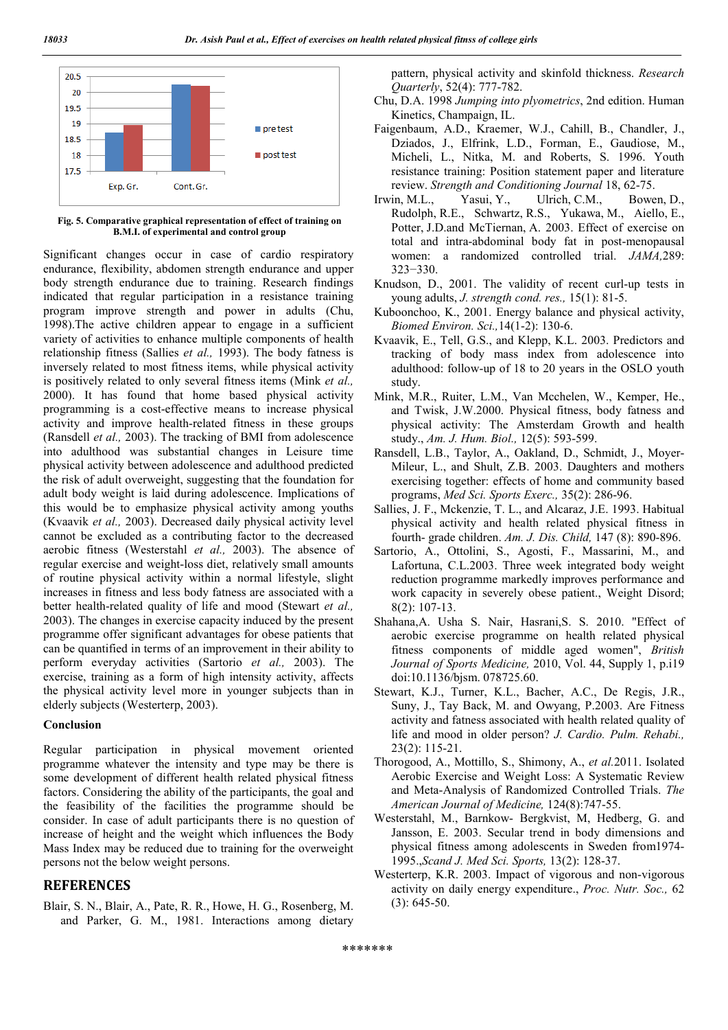20.5
20
19.5
19
18.5
18
17.5
Exp. Gr.
Cont. Gr.
pre test
post test

**Fig. 5. Comparative graphical representation of effect of training on B.M.I. of experimental and control group**

Significant changes occur in case of cardio respiratory endurance, flexibility, abdomen strength endurance and upper body strength endurance due to training. Research findings indicated that regular participation in a resistance training program improve strength and power in adults (Chu, 1998).The active children appear to engage in a sufficient variety of activities to enhance multiple components of health relationship fitness (Sallies *et al.,* 1993). The body fatness is inversely related to most fitness items, while physical activity is positively related to only several fitness items (Mink *et al.,* 2000). It has found that home based physical activity programming is a cost-effective means to increase physical activity and improve health-related fitness in these groups (Ransdell *et al.,* 2003). The tracking of BMI from adolescence into adulthood was substantial changes in Leisure time physical activity between adolescence and adulthood predicted the risk of adult overweight, suggesting that the foundation for adult body weight is laid during adolescence. Implications of this would be to emphasize physical activity among youths (Kvaavik *et al.,* 2003). Decreased daily physical activity level cannot be excluded as a contributing factor to the decreased aerobic fitness (Westerstahl *et al.,* 2003). The absence of regular exercise and weight-loss diet, relatively small amounts of routine physical activity within a normal lifestyle, slight increases in fitness and less body fatness are associated with a better health-related quality of life and mood (Stewart *et al.,* 2003). The changes in exercise capacity induced by the present programme offer significant advantages for obese patients that can be quantified in terms of an improvement in their ability to perform everyday activities (Sartorio *et al.,* 2003). The exercise, training as a form of high intensity activity, affects the physical activity level more in younger subjects than in elderly subjects (Westerterp, 2003).

## Conclusion

Regular participation in physical movement oriented programme whatever the intensity and type may be there is some development of different health related physical fitness factors. Considering the ability of the participants, the goal and the feasibility of the facilities the programme should be consider. In case of adult participants there is no question of increase of height and the weight which influences the Body Mass Index may be reduced due to training for the overweight persons not the below weight persons.

# REFERENCES

Blair, S. N., Blair, A., Pate, R. R., Howe, H. G., Rosenberg, M. and Parker, G. M., 1981. Interactions among dietary pattern, physical activity and skinfold thickness. *Research Quarterly*, 52(4): 777-782.

Chu, D.A. 1998 *Jumping into plyometrics*, 2nd edition. Human Kinetics, Champaign, IL.

Faigenbaum, A.D., Kraemer, W.J., Cahill, B., Chandler, J., Dziados, J., Elfrink, L.D., Forman, E., Gaudiose, M., Micheli, L., Nitka, M. and Roberts, S. 1996. Youth resistance training: Position statement paper and literature review. *Strength and Conditioning Journal* 18, 62-75.

Irwin, M.L., Yasui, Y., Ulrich, C.M., Bowen, D., Rudolph, R.E., Schwartz, R.S., Yukawa, M., Aiello, E., Potter, J.D.and McTiernan, A. 2003. Effect of exercise on total and intra-abdominal body fat in post-menopausal women: a randomized controlled trial. *JAMA,*289: 323−330.

Knudson, D., 2001. The validity of recent curl-up tests in young adults, *J. strength cond. res.,* 15(1): 81-5.

Kuboonchoo, K., 2001. Energy balance and physical activity, *Biomed Environ. Sci.,*14(1-2): 130-6.

Kvaavik, E., Tell, G.S., and Klepp, K.L. 2003. Predictors and tracking of body mass index from adolescence into adulthood: follow-up of 18 to 20 years in the OSLO youth study.

Mink, M.R., Ruiter, L.M., Van Mcchelen, W., Kemper, He., and Twisk, J.W.2000. Physical fitness, body fatness and physical activity: The Amsterdam Growth and health study., *Am. J. Hum. Biol.,* 12(5): 593-599.

Ransdell, L.B., Taylor, A., Oakland, D., Schmidt, J., Moyer-Mileur, L., and Shult, Z.B. 2003. Daughters and mothers exercising together: effects of home and community based programs, *Med Sci. Sports Exerc.,* 35(2): 286-96.

Sallies, J. F., Mckenzie, T. L., and Alcaraz, J.E. 1993. Habitual physical activity and health related physical fitness in fourth- grade children. *Am. J. Dis. Child,* 147 (8): 890-896.

Sartorio, A., Ottolini, S., Agosti, F., Massarini, M., and Lafortuna, C.L.2003. Three week integrated body weight reduction programme markedly improves performance and work capacity in severely obese patient., Weight Disord; 8(2): 107-13.

Shahana,A. Usha S. Nair, Hasrani,S. S. 2010. "Effect of aerobic exercise programme on health related physical fitness components of middle aged women", *British Journal of Sports Medicine,* 2010, Vol. 44, Supply 1, p.i19 doi:10.1136/bjsm. 078725.60.

Stewart, K.J., Turner, K.L., Bacher, A.C., De Regis, J.R., Suny, J., Tay Back, M. and Owyang, P.2003. Are Fitness activity and fatness associated with health related quality of life and mood in older person? *J. Cardio. Pulm. Rehabi.,* 23(2): 115-21.

Thorogood, A., Mottillo, S., Shimony, A., *et al.*2011. Isolated Aerobic Exercise and Weight Loss: A Systematic Review and Meta-Analysis of Randomized Controlled Trials. *The American Journal of Medicine,* 124(8):747-55.

Westerstahl, M., Barnkow- Bergkvist, M, Hedberg, G. and Jansson, E. 2003. Secular trend in body dimensions and physical fitness among adolescents in Sweden from1974-1995.,*Scand J. Med Sci. Sports,* 13(2): 128-37.

Westerterp, K.R. 2003. Impact of vigorous and non-vigorous activity on daily energy expenditure., *Proc. Nutr. Soc.,* 62 (3): 645-50.

\*\*\*\*\*\*\*